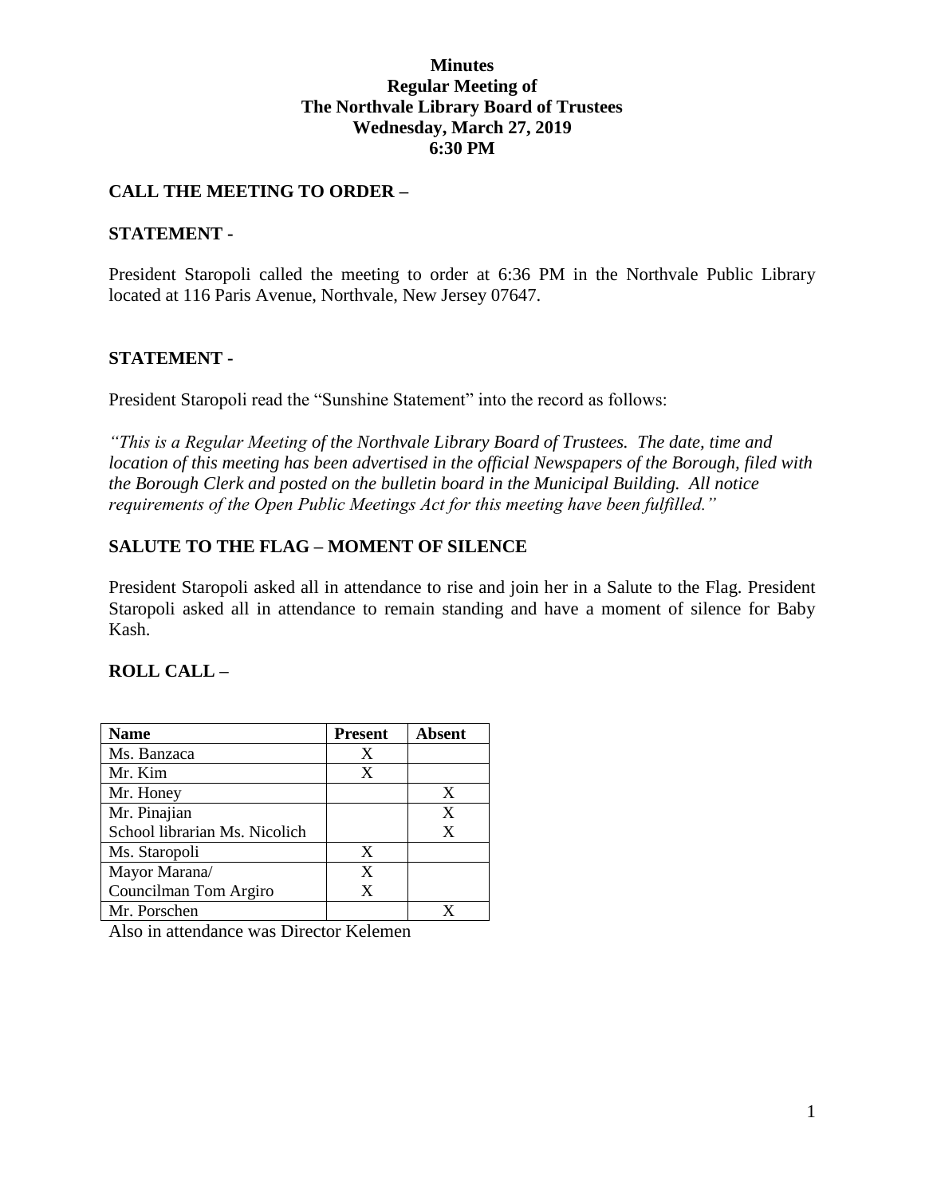# Minutes
## Regular Meeting of
## The Northvale Library Board of Trustees
## Wednesday, March 27, 2019
## 6:30 PM

**CALL THE MEETING TO ORDER –**

**STATEMENT -**

President Staropoli called the meeting to order at 6:36 PM in the Northvale Public Library located at 116 Paris Avenue, Northvale, New Jersey 07647.

**STATEMENT -**

President Staropoli read the "Sunshine Statement" into the record as follows:

*"This is a Regular Meeting of the Northvale Library Board of Trustees. The date, time and location of this meeting has been advertised in the official Newspapers of the Borough, filed with the Borough Clerk and posted on the bulletin board in the Municipal Building. All notice requirements of the Open Public Meetings Act for this meeting have been fulfilled."*

**SALUTE TO THE FLAG – MOMENT OF SILENCE**

President Staropoli asked all in attendance to rise and join her in a Salute to the Flag. President Staropoli asked all in attendance to remain standing and have a moment of silence for Baby Kash.

**ROLL CALL –**

| Name | Present | Absent |
|---|---|---|
| Ms. Banzaca | X | |
| Mr. Kim | X | |
| Mr. Honey | | X |
| Mr. Pinajian | | X |
| School librarian Ms. Nicolich | | X |
| Ms. Staropoli | X | |
| Mayor Marana/ | X | |
| Councilman Tom Argiro | X | |
| Mr. Porschen | | X |

Also in attendance was Director Kelemen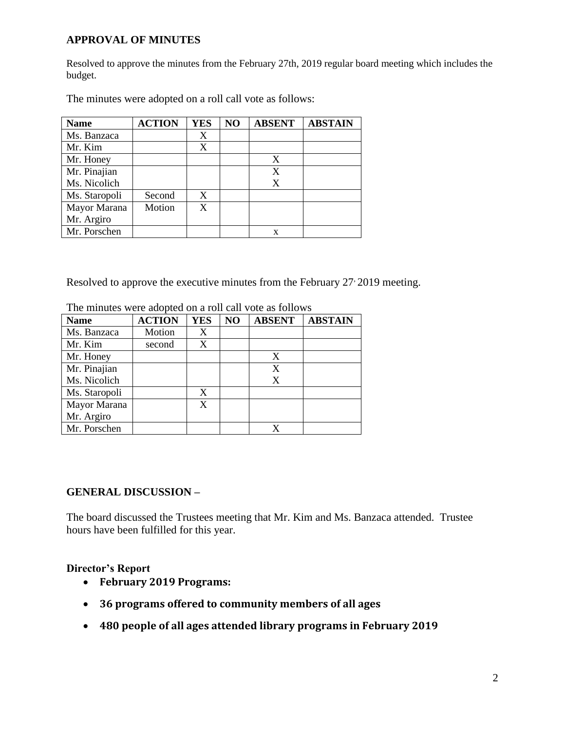## APPROVAL OF MINUTES

Resolved to approve the minutes from the February 27th, 2019 regular board meeting which includes the budget.

The minutes were adopted on a roll call vote as follows:

| Name | ACTION | YES | NO | ABSENT | ABSTAIN |
|---|---|---|---|---|---|
| Ms. Banzaca | | X | | | |
| Mr. Kim | | X | | | |
| Mr. Honey | | | | X | |
| Mr. Pinajian | | | | X | |
| Ms. Nicolich | | | | X | |
| Ms. Staropoli | Second | X | | | |
| Mayor Marana | Motion | X | | | |
| Mr. Argiro | | | | | |
| Mr. Porschen | | | | x | |

Resolved to approve the executive minutes from the February 27, 2019 meeting.

The minutes were adopted on a roll call vote as follows

| Name | ACTION | YES | NO | ABSENT | ABSTAIN |
|---|---|---|---|---|---|
| Ms. Banzaca | Motion | X | | | |
| Mr. Kim | second | X | | | |
| Mr. Honey | | | | X | |
| Mr. Pinajian | | | | X | |
| Ms. Nicolich | | | | X | |
| Ms. Staropoli | | X | | | |
| Mayor Marana | | X | | | |
| Mr. Argiro | | | | | |
| Mr. Porschen | | | | X | |

## GENERAL DISCUSSION –

The board discussed the Trustees meeting that Mr. Kim and Ms. Banzaca attended. Trustee hours have been fulfilled for this year.

### Director's Report

- **February 2019 Programs:**
- **36 programs offered to community members of all ages**
- **480 people of all ages attended library programs in February 2019**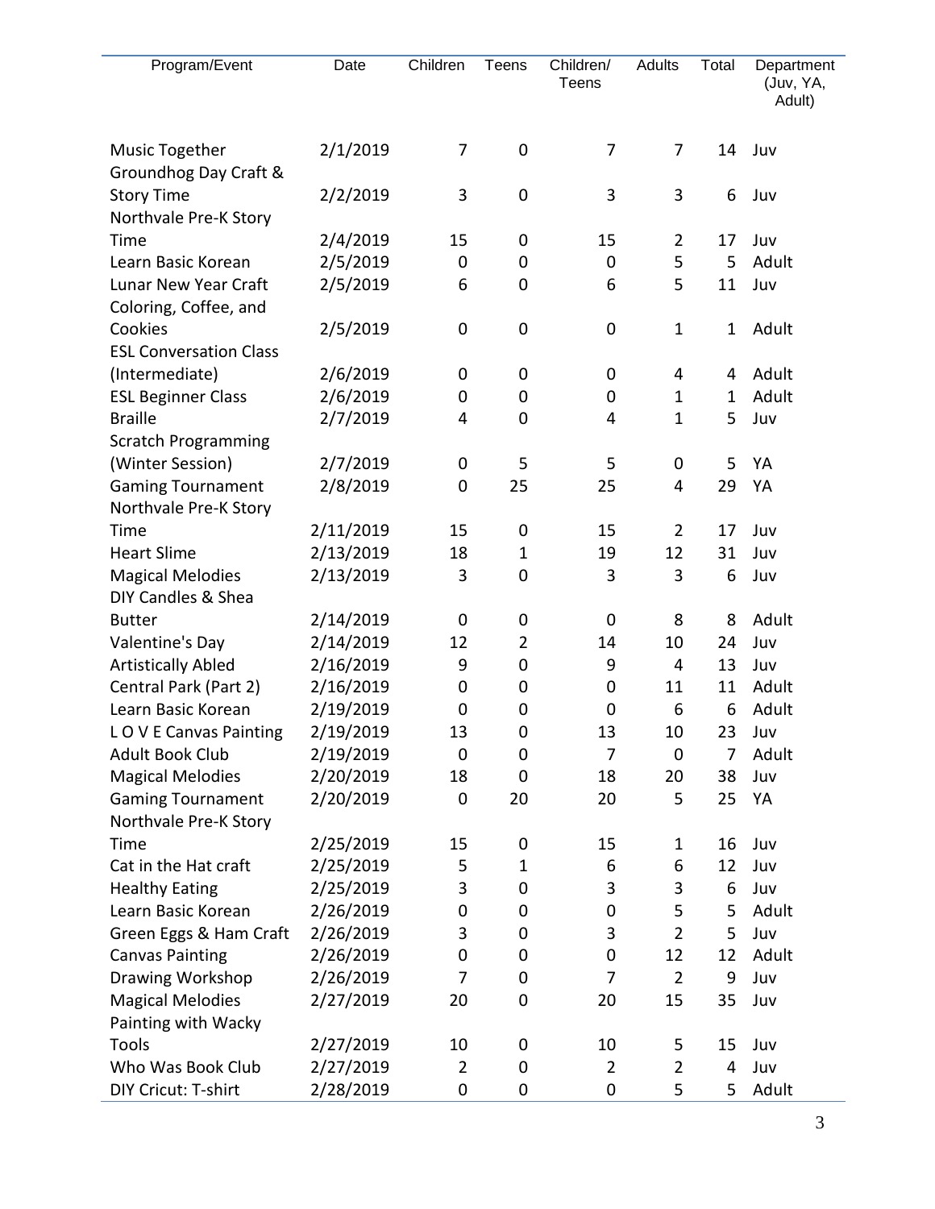| Program/Event | Date | Children | Teens | Children/ Teens | Adults | Total | Department (Juv, YA, Adult) |
|---|---|---|---|---|---|---|---|
| Music Together | 2/1/2019 | 7 | 0 | 7 | 7 | 14 | Juv |
| Groundhog Day Craft & Story Time | 2/2/2019 | 3 | 0 | 3 | 3 | 6 | Juv |
| Northvale Pre-K Story Time | 2/4/2019 | 15 | 0 | 15 | 2 | 17 | Juv |
| Learn Basic Korean | 2/5/2019 | 0 | 0 | 0 | 5 | 5 | Adult |
| Lunar New Year Craft | 2/5/2019 | 6 | 0 | 6 | 5 | 11 | Juv |
| Coloring, Coffee, and Cookies | 2/5/2019 | 0 | 0 | 0 | 1 | 1 | Adult |
| ESL Conversation Class (Intermediate) | 2/6/2019 | 0 | 0 | 0 | 4 | 4 | Adult |
| ESL Beginner Class | 2/6/2019 | 0 | 0 | 0 | 1 | 1 | Adult |
| Braille | 2/7/2019 | 4 | 0 | 4 | 1 | 5 | Juv |
| Scratch Programming (Winter Session) | 2/7/2019 | 0 | 5 | 5 | 0 | 5 | YA |
| Gaming Tournament | 2/8/2019 | 0 | 25 | 25 | 4 | 29 | YA |
| Northvale Pre-K Story Time | 2/11/2019 | 15 | 0 | 15 | 2 | 17 | Juv |
| Heart Slime | 2/13/2019 | 18 | 1 | 19 | 12 | 31 | Juv |
| Magical Melodies | 2/13/2019 | 3 | 0 | 3 | 3 | 6 | Juv |
| DIY Candles & Shea Butter | 2/14/2019 | 0 | 0 | 0 | 8 | 8 | Adult |
| Valentine's Day | 2/14/2019 | 12 | 2 | 14 | 10 | 24 | Juv |
| Artistically Abled | 2/16/2019 | 9 | 0 | 9 | 4 | 13 | Juv |
| Central Park (Part 2) | 2/16/2019 | 0 | 0 | 0 | 11 | 11 | Adult |
| Learn Basic Korean | 2/19/2019 | 0 | 0 | 0 | 6 | 6 | Adult |
| L O V E Canvas Painting | 2/19/2019 | 13 | 0 | 13 | 10 | 23 | Juv |
| Adult Book Club | 2/19/2019 | 0 | 0 | 7 | 0 | 7 | Adult |
| Magical Melodies | 2/20/2019 | 18 | 0 | 18 | 20 | 38 | Juv |
| Gaming Tournament | 2/20/2019 | 0 | 20 | 20 | 5 | 25 | YA |
| Northvale Pre-K Story Time | 2/25/2019 | 15 | 0 | 15 | 1 | 16 | Juv |
| Cat in the Hat craft | 2/25/2019 | 5 | 1 | 6 | 6 | 12 | Juv |
| Healthy Eating | 2/25/2019 | 3 | 0 | 3 | 3 | 6 | Juv |
| Learn Basic Korean | 2/26/2019 | 0 | 0 | 0 | 5 | 5 | Adult |
| Green Eggs & Ham Craft | 2/26/2019 | 3 | 0 | 3 | 2 | 5 | Juv |
| Canvas Painting | 2/26/2019 | 0 | 0 | 0 | 12 | 12 | Adult |
| Drawing Workshop | 2/26/2019 | 7 | 0 | 7 | 2 | 9 | Juv |
| Magical Melodies | 2/27/2019 | 20 | 0 | 20 | 15 | 35 | Juv |
| Painting with Wacky Tools | 2/27/2019 | 10 | 0 | 10 | 5 | 15 | Juv |
| Who Was Book Club | 2/27/2019 | 2 | 0 | 2 | 2 | 4 | Juv |
| DIY Cricut: T-shirt | 2/28/2019 | 0 | 0 | 0 | 5 | 5 | Adult |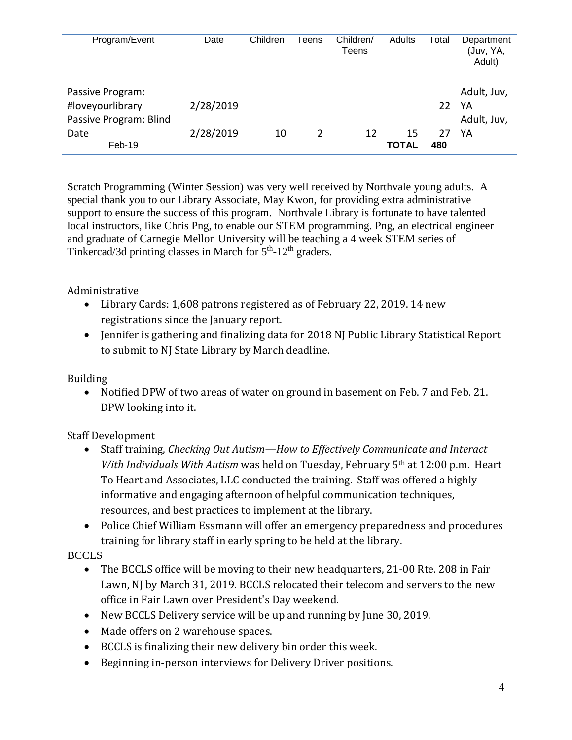| Program/Event | Date | Children | Teens | Children/ Teens | Adults | Total | Department (Juv, YA, Adult) |
|---|---|---|---|---|---|---|---|
| Passive Program: #loveyourlibrary | 2/28/2019 | | | | | 22 | Adult, Juv, YA |
| Passive Program: Blind Date | 2/28/2019 | 10 | 2 | 12 | 15 | 27 | Adult, Juv, YA |
| Feb-19 | | | | | **TOTAL** | **480** | |

Scratch Programming (Winter Session) was very well received by Northvale young adults. A special thank you to our Library Associate, May Kwon, for providing extra administrative support to ensure the success of this program. Northvale Library is fortunate to have talented local instructors, like Chris Png, to enable our STEM programming. Png, an electrical engineer and graduate of Carnegie Mellon University will be teaching a 4 week STEM series of Tinkercad/3d printing classes in March for 5th-12th graders.

Administrative

- Library Cards: 1,608 patrons registered as of February 22, 2019. 14 new registrations since the January report.
- Jennifer is gathering and finalizing data for 2018 NJ Public Library Statistical Report to submit to NJ State Library by March deadline.

Building

- Notified DPW of two areas of water on ground in basement on Feb. 7 and Feb. 21. DPW looking into it.

Staff Development

- Staff training, *Checking Out Autism—How to Effectively Communicate and Interact With Individuals With Autism* was held on Tuesday, February 5th at 12:00 p.m. Heart To Heart and Associates, LLC conducted the training. Staff was offered a highly informative and engaging afternoon of helpful communication techniques, resources, and best practices to implement at the library.
- Police Chief William Essmann will offer an emergency preparedness and procedures training for library staff in early spring to be held at the library.

BCCLS

- The BCCLS office will be moving to their new headquarters, 21-00 Rte. 208 in Fair Lawn, NJ by March 31, 2019. BCCLS relocated their telecom and servers to the new office in Fair Lawn over President's Day weekend.
- New BCCLS Delivery service will be up and running by June 30, 2019.
- Made offers on 2 warehouse spaces.
- BCCLS is finalizing their new delivery bin order this week.
- Beginning in-person interviews for Delivery Driver positions.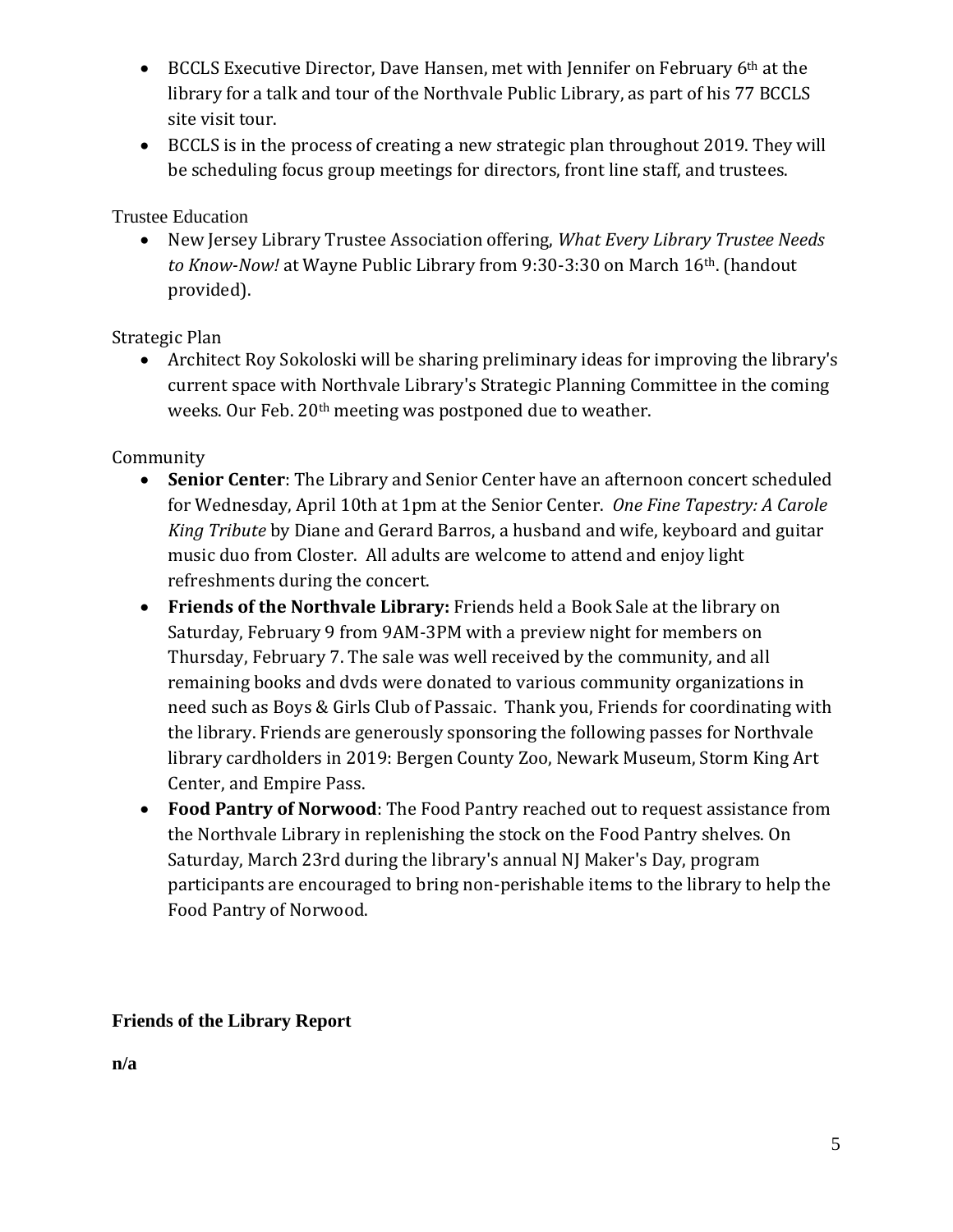- BCCLS Executive Director, Dave Hansen, met with Jennifer on February 6th at the library for a talk and tour of the Northvale Public Library, as part of his 77 BCCLS site visit tour.
- BCCLS is in the process of creating a new strategic plan throughout 2019. They will be scheduling focus group meetings for directors, front line staff, and trustees.

Trustee Education

- New Jersey Library Trustee Association offering, *What Every Library Trustee Needs to Know-Now!* at Wayne Public Library from 9:30-3:30 on March 16th. (handout provided).

Strategic Plan

- Architect Roy Sokoloski will be sharing preliminary ideas for improving the library's current space with Northvale Library's Strategic Planning Committee in the coming weeks. Our Feb. 20th meeting was postponed due to weather.

Community

- **Senior Center**: The Library and Senior Center have an afternoon concert scheduled for Wednesday, April 10th at 1pm at the Senior Center. *One Fine Tapestry: A Carole King Tribute* by Diane and Gerard Barros, a husband and wife, keyboard and guitar music duo from Closter. All adults are welcome to attend and enjoy light refreshments during the concert.
- **Friends of the Northvale Library:** Friends held a Book Sale at the library on Saturday, February 9 from 9AM-3PM with a preview night for members on Thursday, February 7. The sale was well received by the community, and all remaining books and dvds were donated to various community organizations in need such as Boys & Girls Club of Passaic. Thank you, Friends for coordinating with the library. Friends are generously sponsoring the following passes for Northvale library cardholders in 2019: Bergen County Zoo, Newark Museum, Storm King Art Center, and Empire Pass.
- **Food Pantry of Norwood**: The Food Pantry reached out to request assistance from the Northvale Library in replenishing the stock on the Food Pantry shelves. On Saturday, March 23rd during the library's annual NJ Maker's Day, program participants are encouraged to bring non-perishable items to the library to help the Food Pantry of Norwood.

**Friends of the Library Report**

**n/a**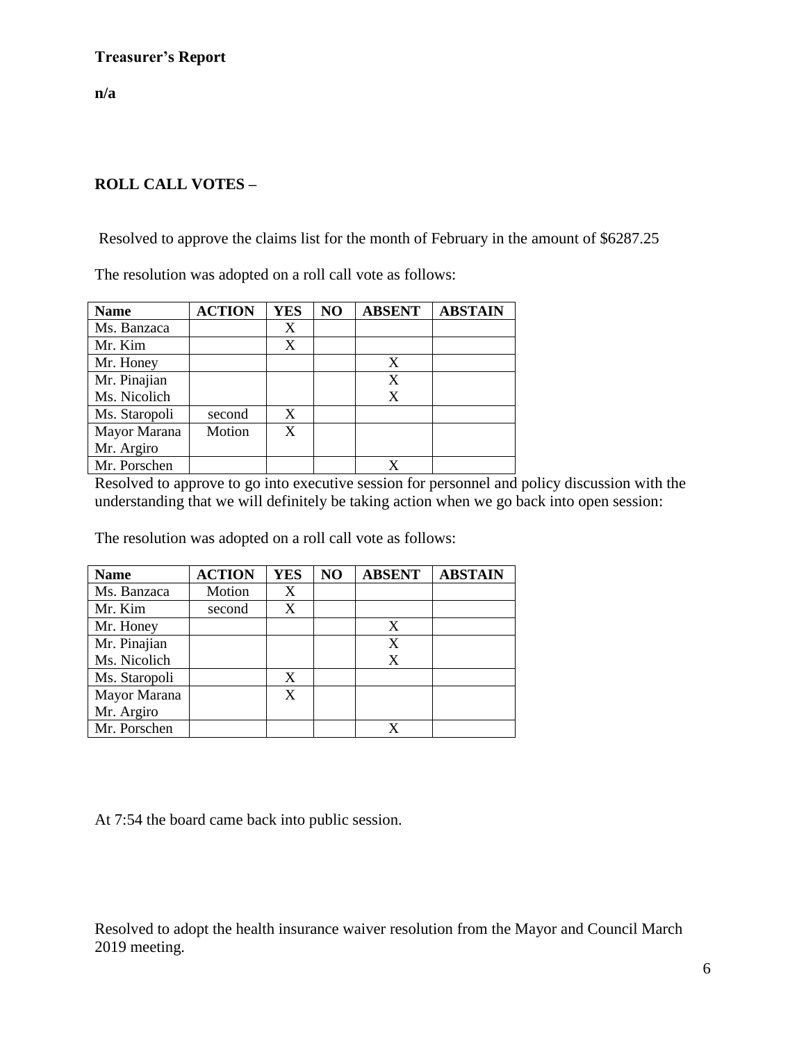**Treasurer's Report**

**n/a**

**ROLL CALL VOTES –**

Resolved to approve the claims list for the month of February in the amount of $6287.25

The resolution was adopted on a roll call vote as follows:

| Name | ACTION | YES | NO | ABSENT | ABSTAIN |
|---|---|---|---|---|---|
| Ms. Banzaca | | X | | | |
| Mr. Kim | | X | | | |
| Mr. Honey | | | | X | |
| Mr. Pinajian<br>Ms. Nicolich | | | | X<br>X | |
| Ms. Staropoli | second | X | | | |
| Mayor Marana<br>Mr. Argiro | Motion | X | | | |
| Mr. Porschen | | | | X | |

Resolved to approve to go into executive session for personnel and policy discussion with the understanding that we will definitely be taking action when we go back into open session:

The resolution was adopted on a roll call vote as follows:

| Name | ACTION | YES | NO | ABSENT | ABSTAIN |
|---|---|---|---|---|---|
| Ms. Banzaca | Motion | X | | | |
| Mr. Kim | second | X | | | |
| Mr. Honey | | | | X | |
| Mr. Pinajian<br>Ms. Nicolich | | | | X<br>X | |
| Ms. Staropoli | | X | | | |
| Mayor Marana<br>Mr. Argiro | | X | | | |
| Mr. Porschen | | | | X | |

At 7:54 the board came back into public session.

Resolved to adopt the health insurance waiver resolution from the Mayor and Council March 2019 meeting.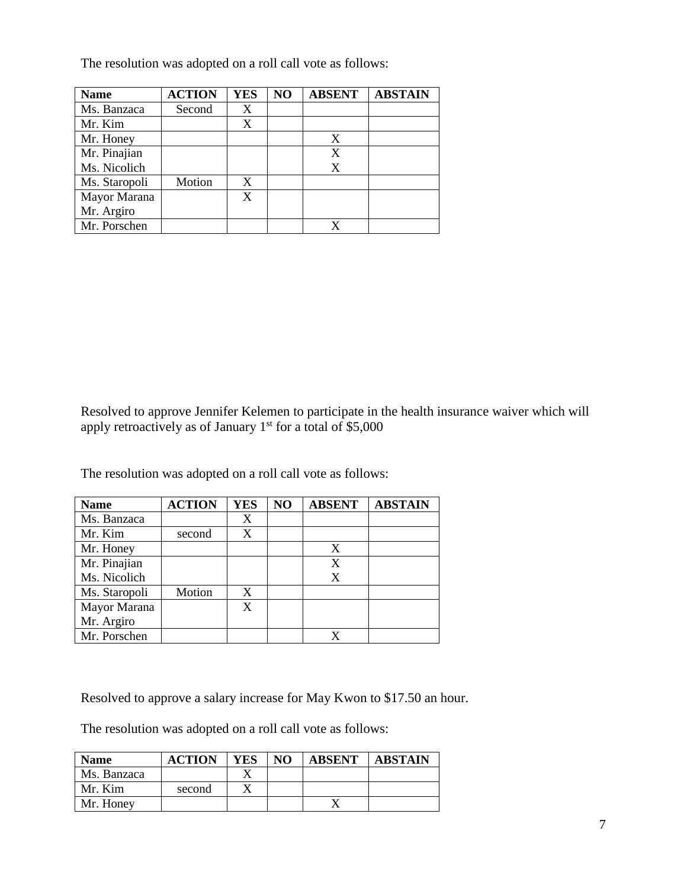The resolution was adopted on a roll call vote as follows:

| Name | ACTION | YES | NO | ABSENT | ABSTAIN |
| --- | --- | --- | --- | --- | --- |
| Ms. Banzaca | Second | X | | | |
| Mr. Kim | | X | | | |
| Mr. Honey | | | | X | |
| Mr. Pinajian | | | | X | |
| Ms. Nicolich | | | | X | |
| Ms. Staropoli | Motion | X | | | |
| Mayor Marana | | X | | | |
| Mr. Argiro | | | | | |
| Mr. Porschen | | | | X | |

Resolved to approve Jennifer Kelemen to participate in the health insurance waiver which will apply retroactively as of January 1st for a total of $5,000

The resolution was adopted on a roll call vote as follows:

| Name | ACTION | YES | NO | ABSENT | ABSTAIN |
| --- | --- | --- | --- | --- | --- |
| Ms. Banzaca | | X | | | |
| Mr. Kim | second | X | | | |
| Mr. Honey | | | | X | |
| Mr. Pinajian | | | | X | |
| Ms. Nicolich | | | | X | |
| Ms. Staropoli | Motion | X | | | |
| Mayor Marana | | X | | | |
| Mr. Argiro | | | | | |
| Mr. Porschen | | | | X | |

Resolved to approve a salary increase for May Kwon to $17.50 an hour.

The resolution was adopted on a roll call vote as follows:

| Name | ACTION | YES | NO | ABSENT | ABSTAIN |
| --- | --- | --- | --- | --- | --- |
| Ms. Banzaca | | X | | | |
| Mr. Kim | second | X | | | |
| Mr. Honey | | | | X | |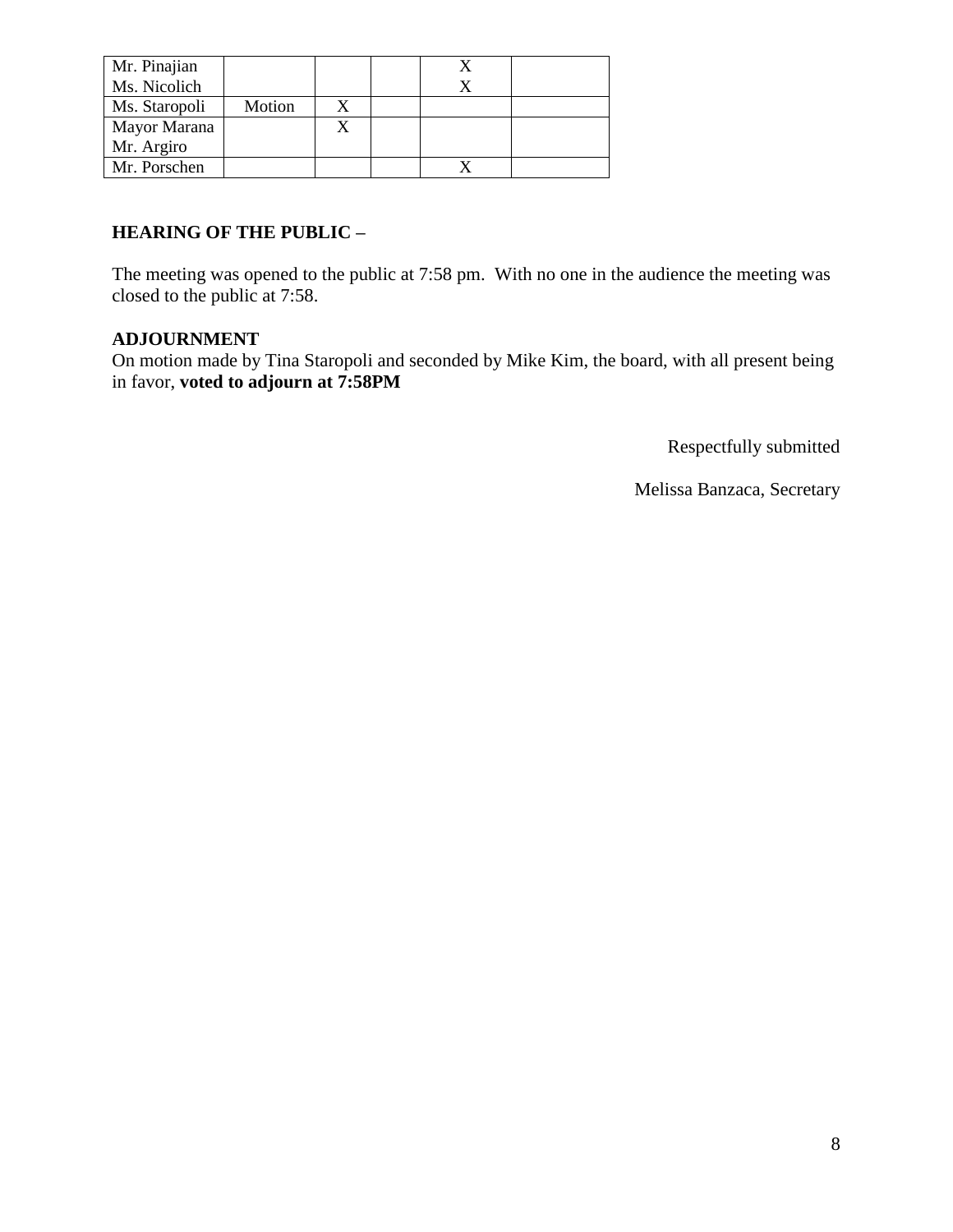| | | | | | |
|---|---|---|---|---|---|
| Mr. Pinajian<br>Ms. Nicolich | | | | X<br>X | |
| Ms. Staropoli | Motion | X | | | |
| Mayor Marana<br>Mr. Argiro | | X | | | |
| Mr. Porschen | | | | X | |

**HEARING OF THE PUBLIC –**

The meeting was opened to the public at 7:58 pm. With no one in the audience the meeting was closed to the public at 7:58.

**ADJOURNMENT**

On motion made by Tina Staropoli and seconded by Mike Kim, the board, with all present being in favor, **voted to adjourn at 7:58PM**

Respectfully submitted

Melissa Banzaca, Secretary